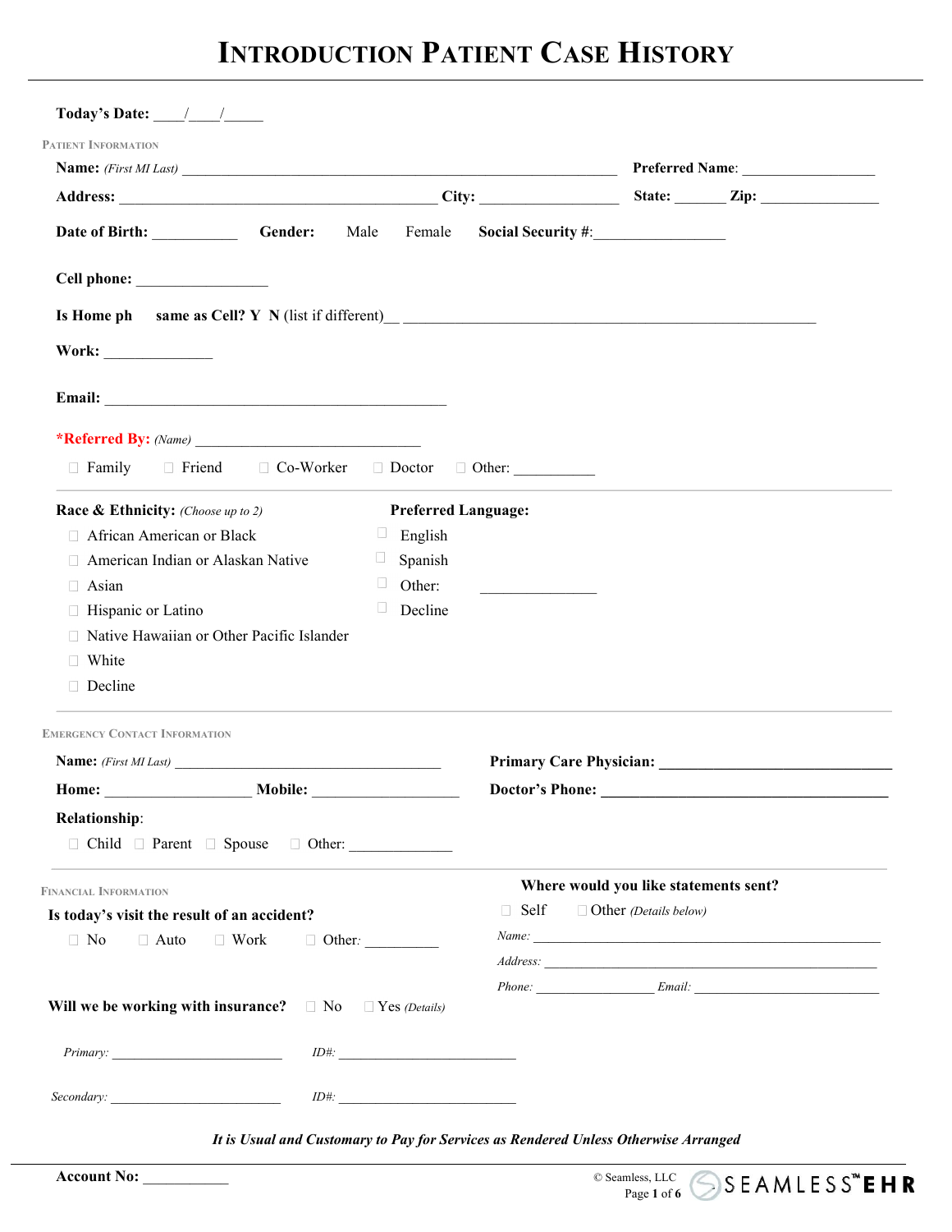# INTRODUCTION PATIENT CASE HISTORY

**Today's Date:** ____/____/_____

PATIENT INFORMATION

**Name:** *(First MI Last)* ____________________________________________ **Preferred Name**: _________________

**Address:** ________________________________ **City:** _________________ **State:** _______ **Zip:** _______________

**Date of Birth:** ___________ **Gender:** Male Female **Social Security #:**_________________

**Cell phone:** _________________

**Is Home ph same as Cell? Y N** (list if different)__ ________________________________________________

**Work:** ______________

**Email:** ____________________________________________

***Referred By:** *(Name)* ______________________________

☐ Family ☐ Friend ☐ Co-Worker ☐ Doctor ☐ Other: ___________

**Race & Ethnicity:** *(Choose up to 2)*

- ☐ African American or Black
- ☐ American Indian or Alaskan Native
- ☐ Asian
- ☐ Hispanic or Latino
- ☐ Native Hawaiian or Other Pacific Islander
- ☐ White
- ☐ Decline

**Preferred Language:**

- ☐ English
- ☐ Spanish
- ☐ Other: _______________
- ☐ Decline

EMERGENCY CONTACT INFORMATION

**Name:** *(First MI Last)* ___________________________________

**Home:** __________________ **Mobile:** ___________________

**Relationship**:

☐ Child ☐ Parent ☐ Spouse ☐ Other: _____________

**Primary Care Physician:** ______________________________

**Doctor's Phone:** ______________________________________

FINANCIAL INFORMATION

**Is today's visit the result of an accident?**

☐ No ☐ Auto ☐ Work ☐ Other: __________

**Will we be working with insurance?** ☐ No ☐ Yes *(Details)*

*Primary:* ________________________ *ID#:* _________________________

*Secondary:* ________________________ *ID#:* _________________________

**Where would you like statements sent?**

☐ Self ☐ Other *(Details below)*

*Name:* ____________________________________________

*Address:* __________________________________________

*Phone:* ________________ *Email:* __________________________

***It is Usual and Customary to Pay for Services as Rendered Unless Otherwise Arranged***

**Account No:** ___________

© Seamless, LLC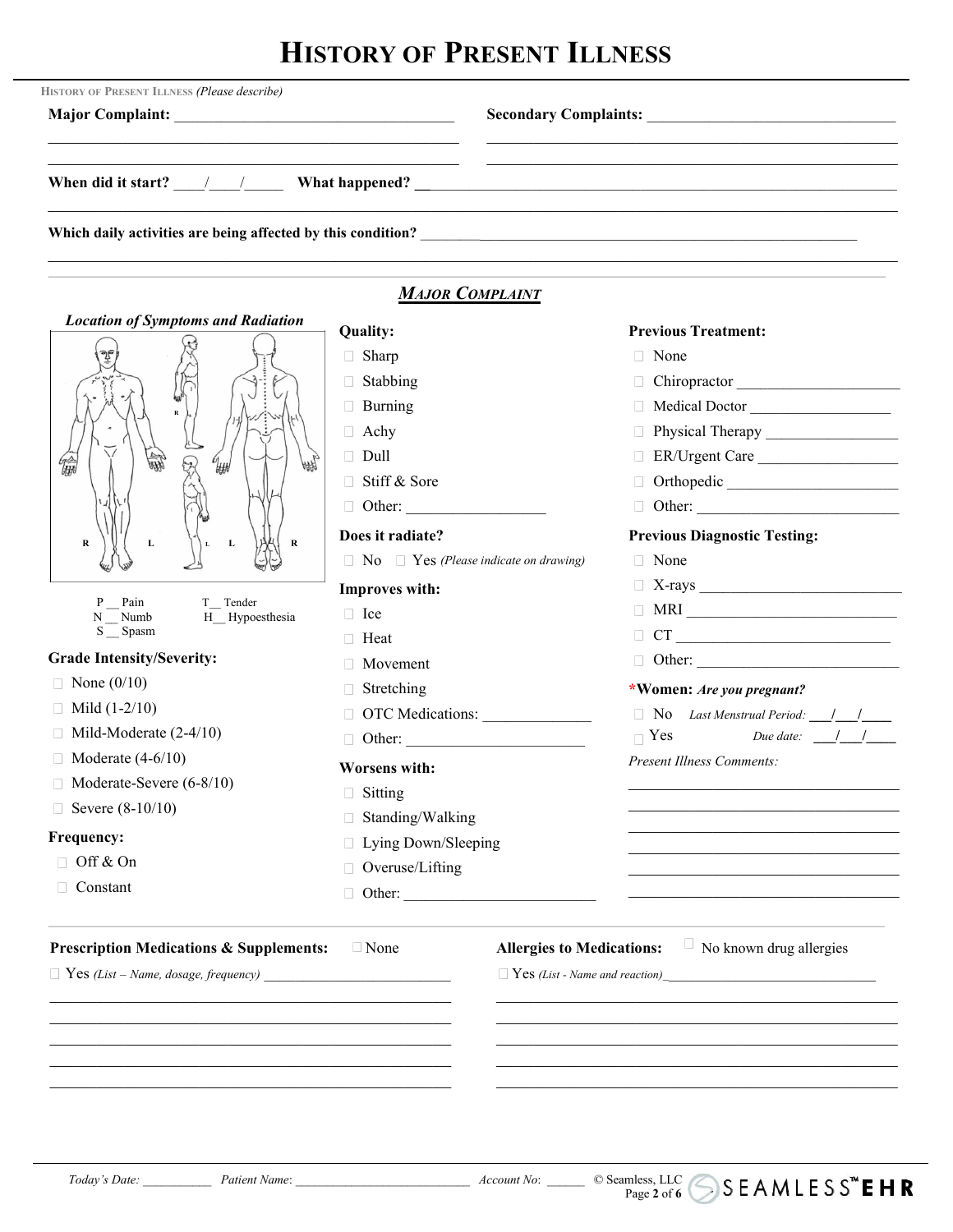# HISTORY OF PRESENT ILLNESS

HISTORY OF PRESENT ILLNESS *(Please describe)*

**Major Complaint:** ___________________________________

**Secondary Complaints:** ________________________________

**When did it start?** ____/____/_____ **What happened?** ________________________________________________

**Which daily activities are being affected by this condition?** ____________________________________________

## *MAJOR COMPLAINT*

***Location of Symptoms and Radiation***

R L L L R

P __ Pain
T __ Tender
N __ Numb
H __ Hypoesthesia
S __ Spasm

**Grade Intensity/Severity:**

- ☐ None (0/10)
- ☐ Mild (1-2/10)
- ☐ Mild-Moderate (2-4/10)
- ☐ Moderate (4-6/10)
- ☐ Moderate-Severe (6-8/10)
- ☐ Severe (8-10/10)

**Frequency:**

- ☐ Off & On
- ☐ Constant

**Quality:**

- ☐ Sharp
- ☐ Stabbing
- ☐ Burning
- ☐ Achy
- ☐ Dull
- ☐ Stiff & Sore
- ☐ Other: _________________

**Does it radiate?**

☐ No ☐ Yes *(Please indicate on drawing)*

**Improves with:**

- ☐ Ice
- ☐ Heat
- ☐ Movement
- ☐ Stretching
- ☐ OTC Medications: _____________
- ☐ Other: ______________________

**Worsens with:**

- ☐ Sitting
- ☐ Standing/Walking
- ☐ Lying Down/Sleeping
- ☐ Overuse/Lifting
- ☐ Other: ________________________

**Previous Treatment:**

- ☐ None
- ☐ Chiropractor _____________________
- ☐ Medical Doctor __________________
- ☐ Physical Therapy _________________
- ☐ ER/Urgent Care __________________
- ☐ Orthopedic ______________________
- ☐ Other: __________________________

**Previous Diagnostic Testing:**

- ☐ None
- ☐ X-rays _________________________
- ☐ MRI ___________________________
- ☐ CT ____________________________
- ☐ Other: __________________________

**\*Women:** ***Are you pregnant?***

- ☐ No *Last Menstrual Period:* ___/___/____
- ☐ Yes *Due date:* ___/___/____

*Present Illness Comments:*

___________________________________

**Prescription Medications & Supplements:** ☐ None

☐ Yes *(List – Name, dosage, frequency)* _________________________

**Allergies to Medications:** ☐ No known drug allergies

☐ Yes *(List - Name and reaction)* _____________________________

*Today's Date:* __________ *Patient Name*: __________________________ *Account No*: ______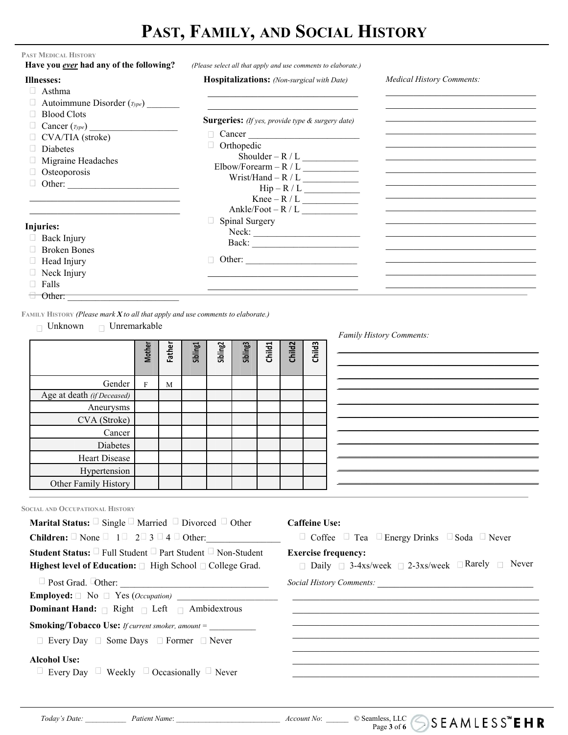# PAST, FAMILY, AND SOCIAL HISTORY

### PAST MEDICAL HISTORY

**Have you *ever* had any of the following?** *(Please select all that apply and use comments to elaborate.)*

**Illnesses:**

- ☐ Asthma
- ☐ Autoimmune Disorder (*Type*) _______
- ☐ Blood Clots
- ☐ Cancer (*Type*) __________________
- ☐ CVA/TIA (stroke)
- ☐ Diabetes
- ☐ Migraine Headaches
- ☐ Osteoporosis
- ☐ Other: ________________________

_________________________________

_________________________________

**Injuries:**

- ☐ Back Injury
- ☐ Broken Bones
- ☐ Head Injury
- ☐ Neck Injury
- ☐ Falls
- ☐ Other: ________________________

**Hospitalizations:** *(Non-surgical with Date)*

_________________________________

_________________________________

**Surgeries:** *(If yes, provide type & surgery date)*

- ☐ Cancer ________________________
- ☐ Orthopedic
  - Shoulder – R / L ___________
  - Elbow/Forearm – R / L ___________
  - Wrist/Hand – R / L ___________
  - Hip – R / L ___________
  - Knee – R / L ___________
  - Ankle/Foot – R / L ___________
- ☐ Spinal Surgery
  - Neck: ______________________
  - Back: ______________________
- ☐ Other: ______________________

_________________________________

_________________________________

*Medical History Comments:*

_________________________________

_________________________________

_________________________________

_________________________________

_________________________________

_________________________________

_________________________________

_________________________________

_________________________________

_________________________________

_________________________________

_________________________________

_________________________________

_________________________________

_________________________________

### FAMILY HISTORY *(Please mark **X** to all that apply and use comments to elaborate.)*

☐ Unknown ☐ Unremarkable

| | Mother | Father | Sibling1 | Sibling2 | Sibling3 | Child1 | Child2 | Child3 |
|---|---|---|---|---|---|---|---|---|
| Gender | F | M | | | | | | |
| Age at death *(if Deceased)* | | | | | | | | |
| Aneurysms | | | | | | | | |
| CVA (Stroke) | | | | | | | | |
| Cancer | | | | | | | | |
| Diabetes | | | | | | | | |
| Heart Disease | | | | | | | | |
| Hypertension | | | | | | | | |
| Other Family History | | | | | | | | |

*Family History Comments:*

_________________________________

_________________________________

_________________________________

_________________________________

_________________________________

_________________________________

_________________________________

_________________________________

_________________________________

_________________________________

_________________________________

### SOCIAL AND OCCUPATIONAL HISTORY

**Marital Status:** ☐ Single ☐ Married ☐ Divorced ☐ Other

**Children:** ☐ None ☐ 1 ☐ 2 ☐ 3 ☐ 4 ☐ Other:________________

**Student Status:** ☐ Full Student ☐ Part Student ☐ Non-Student

**Highest level of Education:** ☐ High School ☐ College Grad. ☐ Post Grad. ☐ Other: ______________________________

**Employed:** ☐ No ☐ Yes (*Occupation*) ______________________

**Dominant Hand:** ☐ Right ☐ Left ☐ Ambidextrous

**Smoking/Tobacco Use:** *If current smoker, amount =* __________

☐ Every Day ☐ Some Days ☐ Former ☐ Never

**Alcohol Use:**

☐ Every Day ☐ Weekly ☐ Occasionally ☐ Never

**Caffeine Use:**

☐ Coffee ☐ Tea ☐ Energy Drinks ☐ Soda ☐ Never

**Exercise frequency:**

☐ Daily ☐ 3-4xs/week ☐ 2-3xs/week ☐ Rarely ☐ Never

*Social History Comments:* _________________________________

_________________________________

_________________________________

_________________________________

_________________________________

_________________________________

_________________________________

_________________________________

*Today's Date:* __________ *Patient Name*: __________________________ *Account No*: ______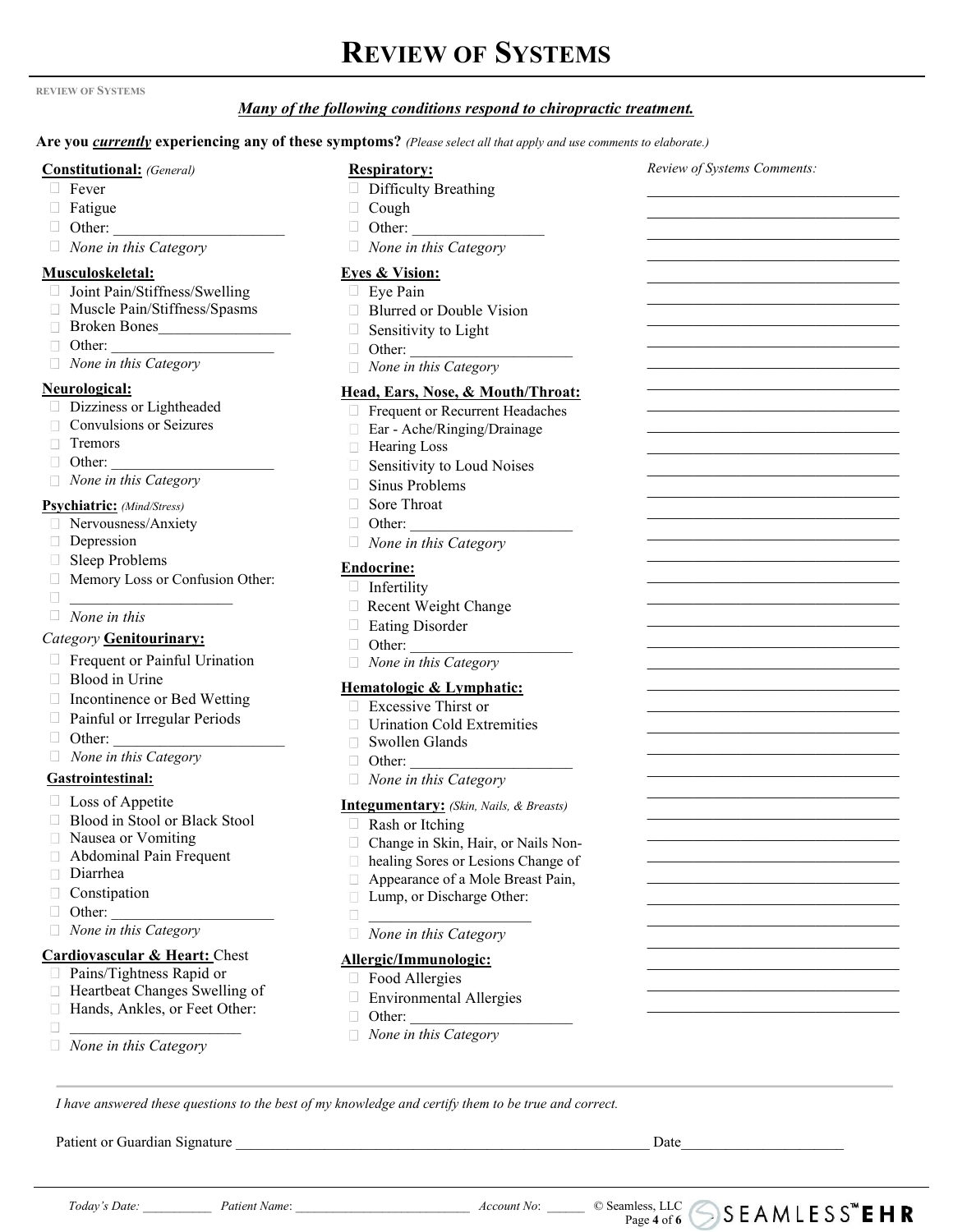# REVIEW OF SYSTEMS

REVIEW OF SYSTEMS

***Many of the following conditions respond to chiropractic treatment.***

**Are you *currently* experiencing any of these symptoms?** *(Please select all that apply and use comments to elaborate.)*

**Constitutional:** *(General)*
- ☐ Fever
- ☐ Fatigue
- ☐ Other: ______________________
- ☐ *None in this Category*

**Musculoskeletal:**
- ☐ Joint Pain/Stiffness/Swelling
- ☐ Muscle Pain/Stiffness/Spasms
- ☐ Broken Bones_________________
- ☐ Other: _____________________
- ☐ *None in this Category*

**Neurological:**
- ☐ Dizziness or Lightheaded
- ☐ Convulsions or Seizures
- ☐ Tremors
- ☐ Other: _____________________
- ☐ *None in this Category*

**Psychiatric:** *(Mind/Stress)*
- ☐ Nervousness/Anxiety
- ☐ Depression
- ☐ Sleep Problems
- ☐ Memory Loss or Confusion Other:
- ☐ _____________________
- ☐ *None in this Category*

**Genitourinary:**
- ☐ Frequent or Painful Urination
- ☐ Blood in Urine
- ☐ Incontinence or Bed Wetting
- ☐ Painful or Irregular Periods
- ☐ Other: ______________________
- ☐ *None in this Category*

**Gastrointestinal:**
- ☐ Loss of Appetite
- ☐ Blood in Stool or Black Stool
- ☐ Nausea or Vomiting
- ☐ Abdominal Pain Frequent
- ☐ Diarrhea
- ☐ Constipation
- ☐ Other: _____________________
- ☐ *None in this Category*

**Cardiovascular & Heart:**
- ☐ Chest Pains/Tightness Rapid or
- ☐ Heartbeat Changes Swelling of
- ☐ Hands, Ankles, or Feet Other:
- ☐ ______________________
- ☐ *None in this Category*

**Respiratory:**
- ☐ Difficulty Breathing
- ☐ Cough
- ☐ Other: _________________
- ☐ *None in this Category*

**Eyes & Vision:**
- ☐ Eye Pain
- ☐ Blurred or Double Vision
- ☐ Sensitivity to Light
- ☐ Other: _____________________
- ☐ *None in this Category*

**Head, Ears, Nose, & Mouth/Throat:**
- ☐ Frequent or Recurrent Headaches
- ☐ Ear - Ache/Ringing/Drainage
- ☐ Hearing Loss
- ☐ Sensitivity to Loud Noises
- ☐ Sinus Problems
- ☐ Sore Throat
- ☐ Other: _____________________
- ☐ *None in this Category*

**Endocrine:**
- ☐ Infertility
- ☐ Recent Weight Change
- ☐ Eating Disorder
- ☐ Other: _____________________
- ☐ *None in this Category*

**Hematologic & Lymphatic:**
- ☐ Excessive Thirst or
- ☐ Urination Cold Extremities
- ☐ Swollen Glands
- ☐ Other: _____________________
- ☐ *None in this Category*

**Integumentary:** *(Skin, Nails, & Breasts)*
- ☐ Rash or Itching
- ☐ Change in Skin, Hair, or Nails Non-
- ☐ healing Sores or Lesions Change of
- ☐ Appearance of a Mole Breast Pain,
- ☐ Lump, or Discharge Other:
- ☐ _____________________
- ☐ *None in this Category*

**Allergic/Immunologic:**
- ☐ Food Allergies
- ☐ Environmental Allergies
- ☐ Other: _____________________
- ☐ *None in this Category*

*Review of Systems Comments:*

__________________________________

__________________________________

__________________________________

__________________________________

__________________________________

__________________________________

__________________________________

__________________________________

__________________________________

__________________________________

__________________________________

__________________________________

__________________________________

__________________________________

__________________________________

__________________________________

__________________________________

__________________________________

__________________________________

__________________________________

__________________________________

__________________________________

__________________________________

__________________________________

__________________________________

__________________________________

__________________________________

__________________________________

__________________________________

__________________________________

__________________________________

__________________________________

__________________________________

__________________________________

__________________________________

__________________________________

__________________________________

*I have answered these questions to the best of my knowledge and certify them to be true and correct.*

Patient or Guardian Signature __________________________________________________________ Date______________________

*Today's Date:* __________ *Patient Name*: __________________________ *Account No*: ______ © Seamless, LLC SEAMLESS™ EHR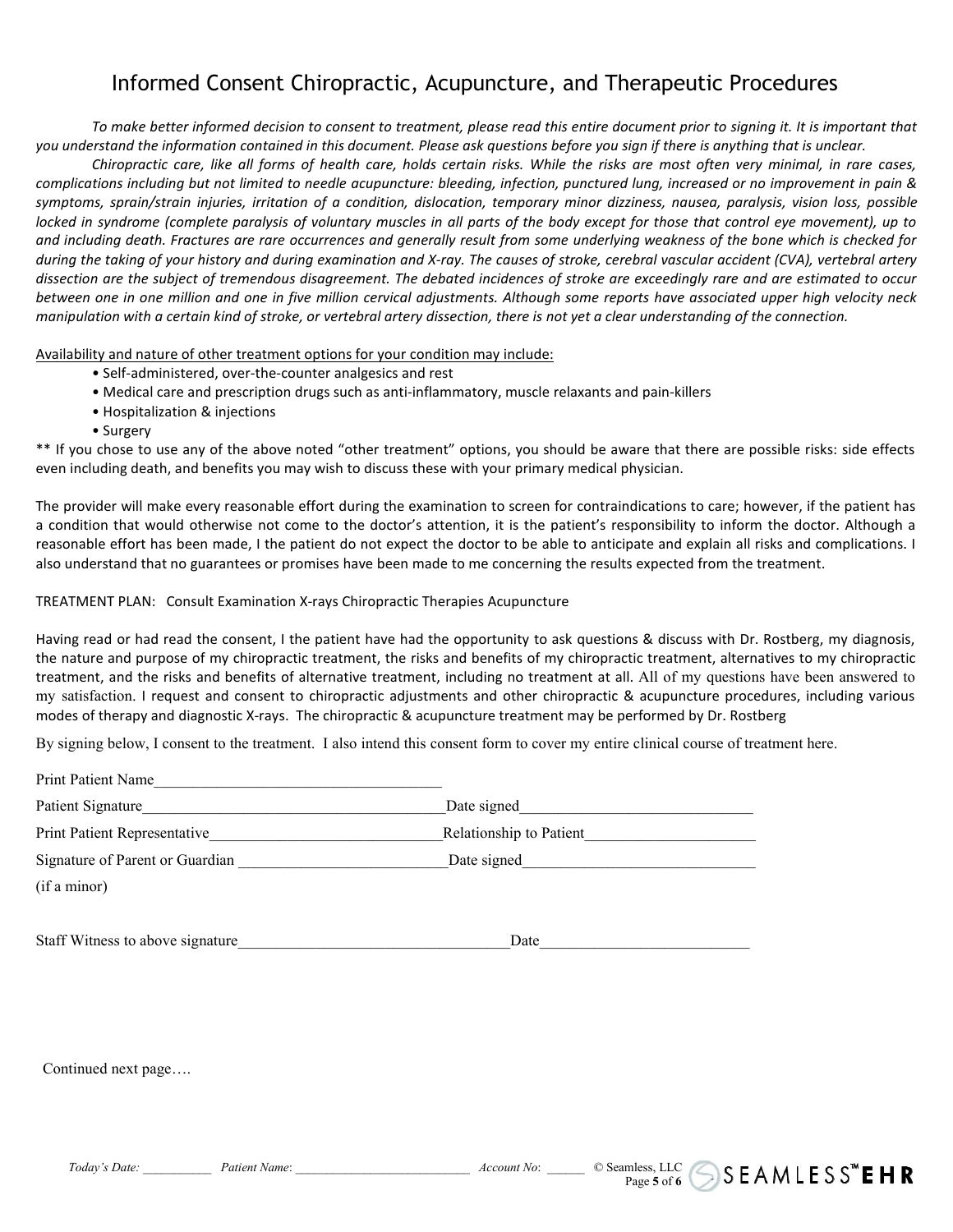# Informed Consent Chiropractic, Acupuncture, and Therapeutic Procedures

*To make better informed decision to consent to treatment, please read this entire document prior to signing it. It is important that you understand the information contained in this document. Please ask questions before you sign if there is anything that is unclear.*

*Chiropractic care, like all forms of health care, holds certain risks. While the risks are most often very minimal, in rare cases, complications including but not limited to needle acupuncture: bleeding, infection, punctured lung, increased or no improvement in pain & symptoms, sprain/strain injuries, irritation of a condition, dislocation, temporary minor dizziness, nausea, paralysis, vision loss, possible locked in syndrome (complete paralysis of voluntary muscles in all parts of the body except for those that control eye movement), up to and including death. Fractures are rare occurrences and generally result from some underlying weakness of the bone which is checked for during the taking of your history and during examination and X-ray. The causes of stroke, cerebral vascular accident (CVA), vertebral artery dissection are the subject of tremendous disagreement. The debated incidences of stroke are exceedingly rare and are estimated to occur between one in one million and one in five million cervical adjustments. Although some reports have associated upper high velocity neck manipulation with a certain kind of stroke, or vertebral artery dissection, there is not yet a clear understanding of the connection.*

Availability and nature of other treatment options for your condition may include:

- Self-administered, over-the-counter analgesics and rest
- Medical care and prescription drugs such as anti-inflammatory, muscle relaxants and pain-killers
- Hospitalization & injections
- Surgery

** If you chose to use any of the above noted "other treatment" options, you should be aware that there are possible risks: side effects even including death, and benefits you may wish to discuss these with your primary medical physician.

The provider will make every reasonable effort during the examination to screen for contraindications to care; however, if the patient has a condition that would otherwise not come to the doctor's attention, it is the patient's responsibility to inform the doctor. Although a reasonable effort has been made, I the patient do not expect the doctor to be able to anticipate and explain all risks and complications. I also understand that no guarantees or promises have been made to me concerning the results expected from the treatment.

TREATMENT PLAN: Consult Examination X-rays Chiropractic Therapies Acupuncture

Having read or had read the consent, I the patient have had the opportunity to ask questions & discuss with Dr. Rostberg, my diagnosis, the nature and purpose of my chiropractic treatment, the risks and benefits of my chiropractic treatment, alternatives to my chiropractic treatment, and the risks and benefits of alternative treatment, including no treatment at all. All of my questions have been answered to my satisfaction. I request and consent to chiropractic adjustments and other chiropractic & acupuncture procedures, including various modes of therapy and diagnostic X-rays. The chiropractic & acupuncture treatment may be performed by Dr. Rostberg

By signing below, I consent to the treatment. I also intend this consent form to cover my entire clinical course of treatment here.

Print Patient Name____________________________________

Patient Signature______________________________________ Date signed_____________________________

Print Patient Representative_____________________________ Relationship to Patient_____________________

Signature of Parent or Guardian __________________________ Date signed_____________________________
(if a minor)

Staff Witness to above signature_________________________________ Date__________________________

Continued next page….

*Today's Date:* __________ *Patient Name*: __________________________ *Account No*: ______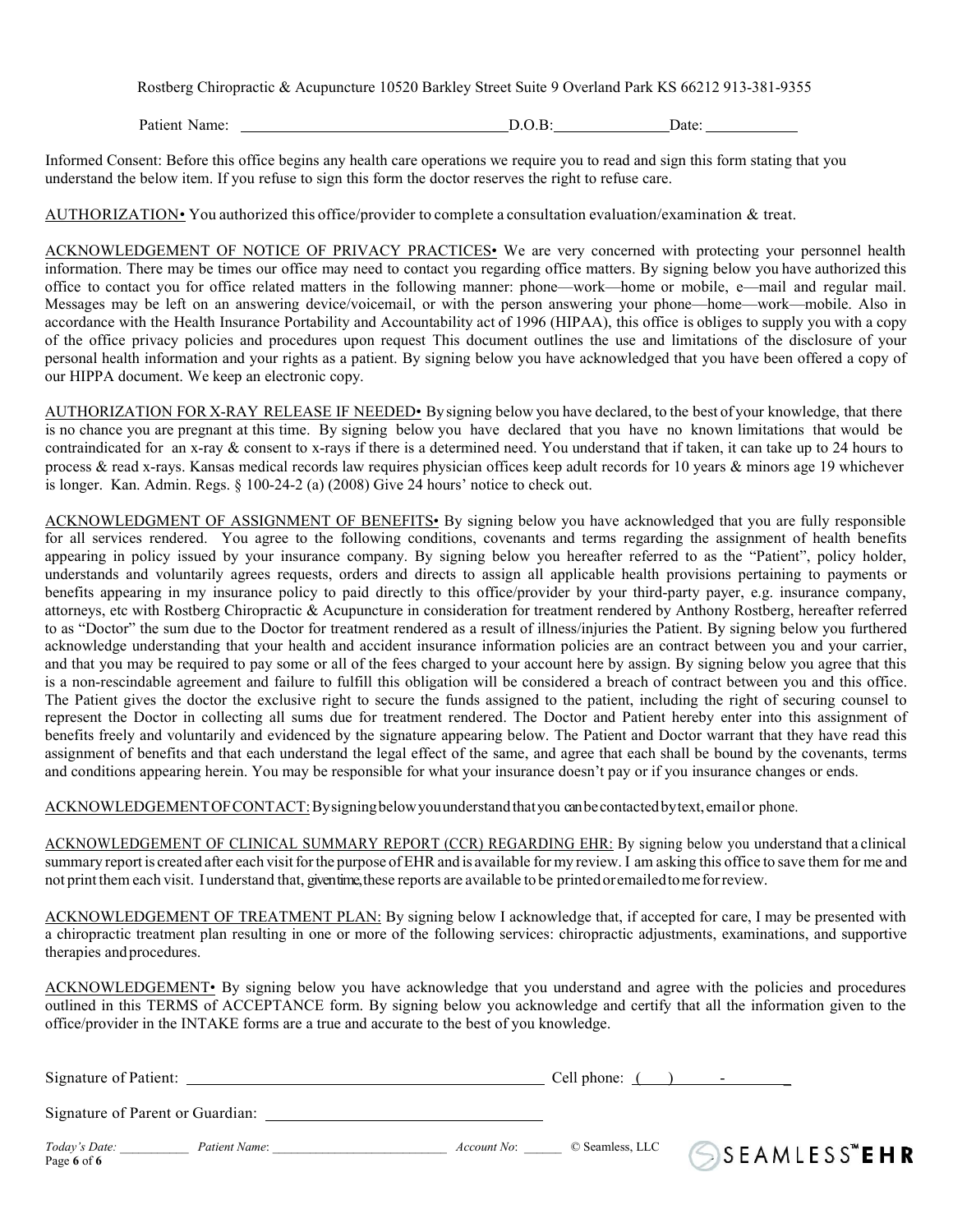Rostberg Chiropractic & Acupuncture 10520 Barkley Street Suite 9 Overland Park KS 66212 913-381-9355

Patient Name: ______________________ D.O.B: ______________ Date: ____________

Informed Consent: Before this office begins any health care operations we require you to read and sign this form stating that you understand the below item. If you refuse to sign this form the doctor reserves the right to refuse care.

AUTHORIZATION• You authorized this office/provider to complete a consultation evaluation/examination & treat.

ACKNOWLEDGEMENT OF NOTICE OF PRIVACY PRACTICES• We are very concerned with protecting your personnel health information. There may be times our office may need to contact you regarding office matters. By signing below you have authorized this office to contact you for office related matters in the following manner: phone—work—home or mobile, e—mail and regular mail. Messages may be left on an answering device/voicemail, or with the person answering your phone—home—work—mobile. Also in accordance with the Health Insurance Portability and Accountability act of 1996 (HIPAA), this office is obliges to supply you with a copy of the office privacy policies and procedures upon request This document outlines the use and limitations of the disclosure of your personal health information and your rights as a patient. By signing below you have acknowledged that you have been offered a copy of our HIPPA document. We keep an electronic copy.

AUTHORIZATION FOR X-RAY RELEASE IF NEEDED• By signing below you have declared, to the best of your knowledge, that there is no chance you are pregnant at this time. By signing below you have declared that you have no known limitations that would be contraindicated for an x-ray & consent to x-rays if there is a determined need. You understand that if taken, it can take up to 24 hours to process & read x-rays. Kansas medical records law requires physician offices keep adult records for 10 years & minors age 19 whichever is longer. Kan. Admin. Regs. § 100-24-2 (a) (2008) Give 24 hours' notice to check out.

ACKNOWLEDGMENT OF ASSIGNMENT OF BENEFITS• By signing below you have acknowledged that you are fully responsible for all services rendered. You agree to the following conditions, covenants and terms regarding the assignment of health benefits appearing in policy issued by your insurance company. By signing below you hereafter referred to as the "Patient", policy holder, understands and voluntarily agrees requests, orders and directs to assign all applicable health provisions pertaining to payments or benefits appearing in my insurance policy to paid directly to this office/provider by your third-party payer, e.g. insurance company, attorneys, etc with Rostberg Chiropractic & Acupuncture in consideration for treatment rendered by Anthony Rostberg, hereafter referred to as "Doctor" the sum due to the Doctor for treatment rendered as a result of illness/injuries the Patient. By signing below you furthered acknowledge understanding that your health and accident insurance information policies are an contract between you and your carrier, and that you may be required to pay some or all of the fees charged to your account here by assign. By signing below you agree that this is a non-rescindable agreement and failure to fulfill this obligation will be considered a breach of contract between you and this office. The Patient gives the doctor the exclusive right to secure the funds assigned to the patient, including the right of securing counsel to represent the Doctor in collecting all sums due for treatment rendered. The Doctor and Patient hereby enter into this assignment of benefits freely and voluntarily and evidenced by the signature appearing below. The Patient and Doctor warrant that they have read this assignment of benefits and that each understand the legal effect of the same, and agree that each shall be bound by the covenants, terms and conditions appearing herein. You may be responsible for what your insurance doesn't pay or if you insurance changes or ends.

ACKNOWLEDGEMENT OF CONTACT: By signing below you understand that you can be contacted by text, email or phone.

ACKNOWLEDGEMENT OF CLINICAL SUMMARY REPORT (CCR) REGARDING EHR: By signing below you understand that a clinical summary report is created after each visit for the purpose of EHR and is available for my review. I am asking this office to save them for me and not print them each visit. I understand that, given time, these reports are available to be printed or emailed to me for review.

ACKNOWLEDGEMENT OF TREATMENT PLAN: By signing below I acknowledge that, if accepted for care, I may be presented with a chiropractic treatment plan resulting in one or more of the following services: chiropractic adjustments, examinations, and supportive therapies and procedures.

ACKNOWLEDGEMENT• By signing below you have acknowledge that you understand and agree with the policies and procedures outlined in this TERMS of ACCEPTANCE form. By signing below you acknowledge and certify that all the information given to the office/provider in the INTAKE forms are a true and accurate to the best of you knowledge.

Signature of Patient: ______________________________ Cell phone: (    ) ______ - ________

Signature of Parent or Guardian: ______________________________

*Today's Date:* __________ *Patient Name*: __________________________ *Account No*: ______ © Seamless, LLC